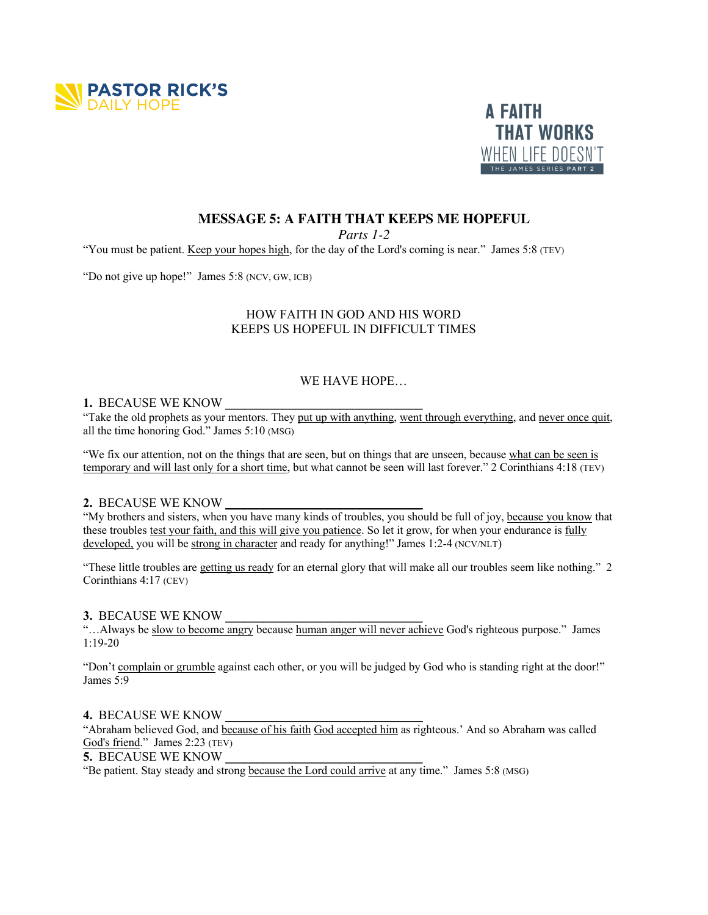PASTOR RICK'S
DAILY HOPE

A FAITH THAT WORKS WHEN LIFE DOESN'T
THE JAMES SERIES PART 2

## MESSAGE 5: A FAITH THAT KEEPS ME HOPEFUL

*Parts 1-2*

"You must be patient. <u>Keep your hopes high</u>, for the day of the Lord's coming is near." James 5:8 (TEV)

"Do not give up hope!" James 5:8 (NCV, GW, ICB)

### HOW FAITH IN GOD AND HIS WORD KEEPS US HOPEFUL IN DIFFICULT TIMES

### WE HAVE HOPE…

**1.** BECAUSE WE KNOW ______________________________

"Take the old prophets as your mentors. They <u>put up with anything</u>, <u>went through everything</u>, and <u>never once quit</u>, all the time honoring God." James 5:10 (MSG)

"We fix our attention, not on the things that are seen, but on things that are unseen, because <u>what can be seen is temporary and will last only for a short time</u>, but what cannot be seen will last forever." 2 Corinthians 4:18 (TEV)

**2.** BECAUSE WE KNOW ______________________________

"My brothers and sisters, when you have many kinds of troubles, you should be full of joy, <u>because you know</u> that these troubles <u>test your faith, and this will give you patience</u>. So let it grow, for when your endurance is <u>fully developed,</u> you will be <u>strong in character</u> and ready for anything!" James 1:2-4 (NCV/NLT)

"These little troubles are <u>getting us ready</u> for an eternal glory that will make all our troubles seem like nothing." 2 Corinthians 4:17 (CEV)

**3.** BECAUSE WE KNOW ______________________________

"…Always be <u>slow to become angry</u> because <u>human anger will never achieve</u> God's righteous purpose." James 1:19-20

"Don't <u>complain or grumble</u> against each other, or you will be judged by God who is standing right at the door!" James 5:9

**4.** BECAUSE WE KNOW ______________________________

"Abraham believed God, and <u>because of his faith</u> <u>God accepted him</u> as righteous.' And so Abraham was called <u>God's friend</u>." James 2:23 (TEV)

**5.** BECAUSE WE KNOW ______________________________

"Be patient. Stay steady and strong <u>because the Lord could arrive</u> at any time." James 5:8 (MSG)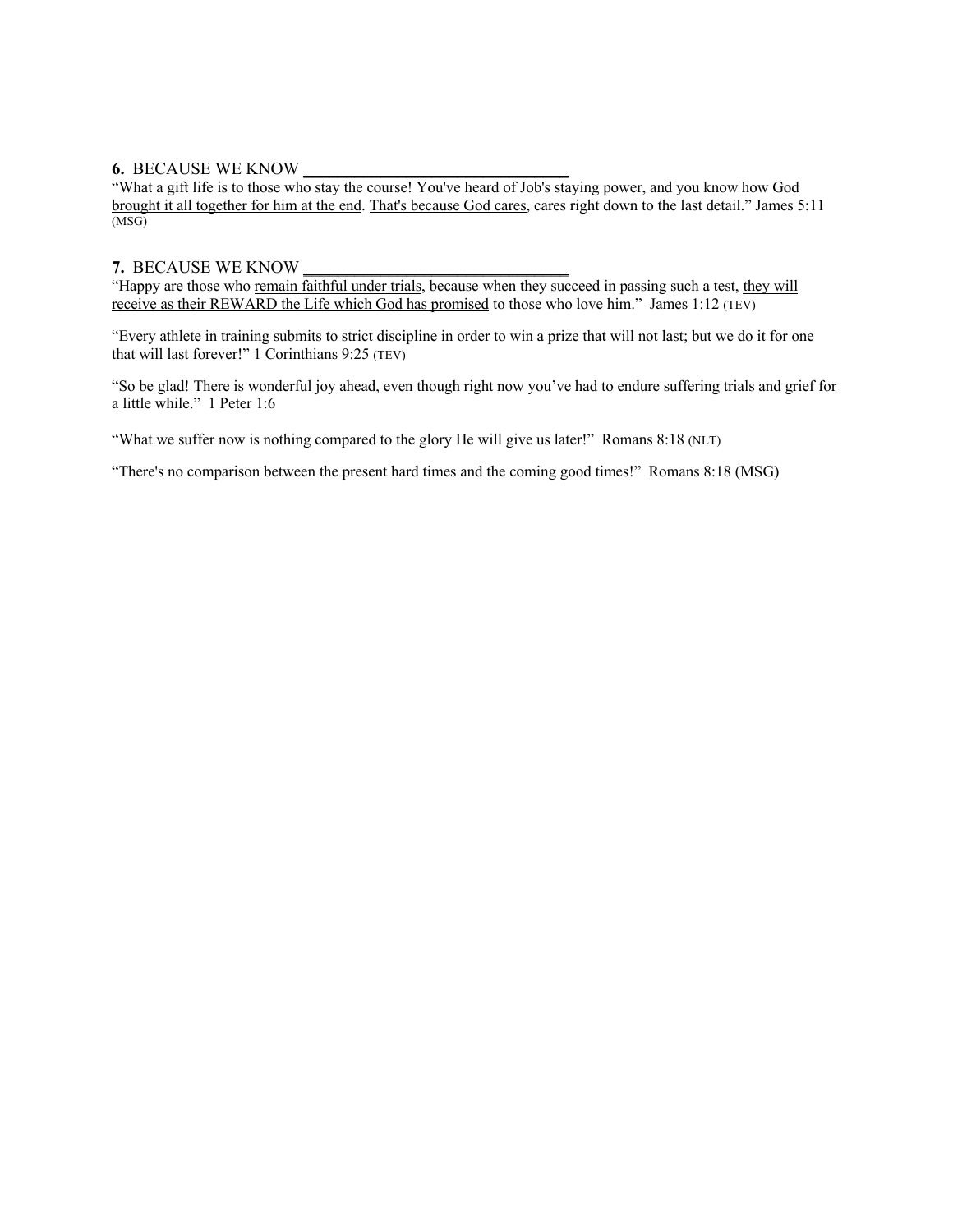**6.** BECAUSE WE KNOW ________________________________

"What a gift life is to those <u>who stay the course</u>! You've heard of Job's staying power, and you know <u>how God brought it all together for him at the end</u>. <u>That's because God cares</u>, cares right down to the last detail." James 5:11 (MSG)

**7.** BECAUSE WE KNOW ________________________________

"Happy are those who <u>remain faithful under trials</u>, because when they succeed in passing such a test, <u>they will receive as their REWARD the Life which God has promised</u> to those who love him." James 1:12 (TEV)

"Every athlete in training submits to strict discipline in order to win a prize that will not last; but we do it for one that will last forever!" 1 Corinthians 9:25 (TEV)

"So be glad! <u>There is wonderful joy ahead</u>, even though right now you've had to endure suffering trials and grief <u>for a little while</u>." 1 Peter 1:6

"What we suffer now is nothing compared to the glory He will give us later!" Romans 8:18 (NLT)

"There's no comparison between the present hard times and the coming good times!" Romans 8:18 (MSG)